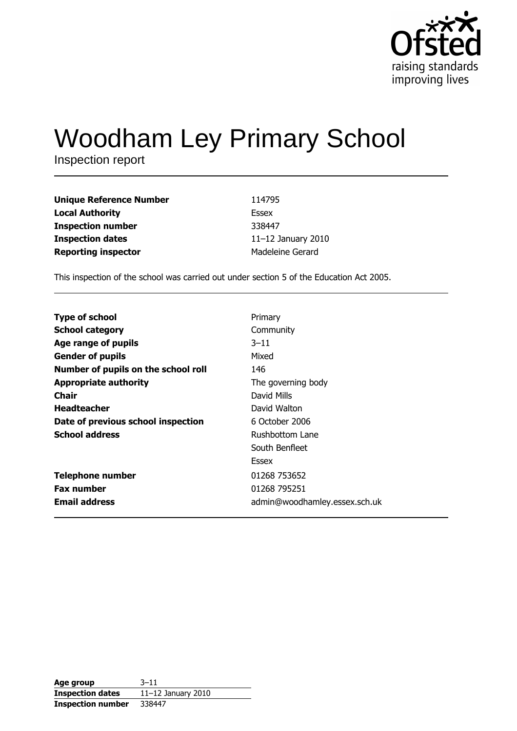# Woodham Ley Primary School

Inspection report

| | |
|---|---|
| **Unique Reference Number** | 114795 |
| **Local Authority** | Essex |
| **Inspection number** | 338447 |
| **Inspection dates** | 11–12 January 2010 |
| **Reporting inspector** | Madeleine Gerard |

This inspection of the school was carried out under section 5 of the Education Act 2005.

| | |
|---|---|
| **Type of school** | Primary |
| **School category** | Community |
| **Age range of pupils** | 3–11 |
| **Gender of pupils** | Mixed |
| **Number of pupils on the school roll** | 146 |
| **Appropriate authority** | The governing body |
| **Chair** | David Mills |
| **Headteacher** | David Walton |
| **Date of previous school inspection** | 6 October 2006 |
| **School address** | Rushbottom Lane<br>South Benfleet<br>Essex |
| **Telephone number** | 01268 753652 |
| **Fax number** | 01268 795251 |
| **Email address** | admin@woodhamley.essex.sch.uk |

| | |
|---|---|
| **Age group** | 3–11 |
| **Inspection dates** | 11–12 January 2010 |
| **Inspection number** | 338447 |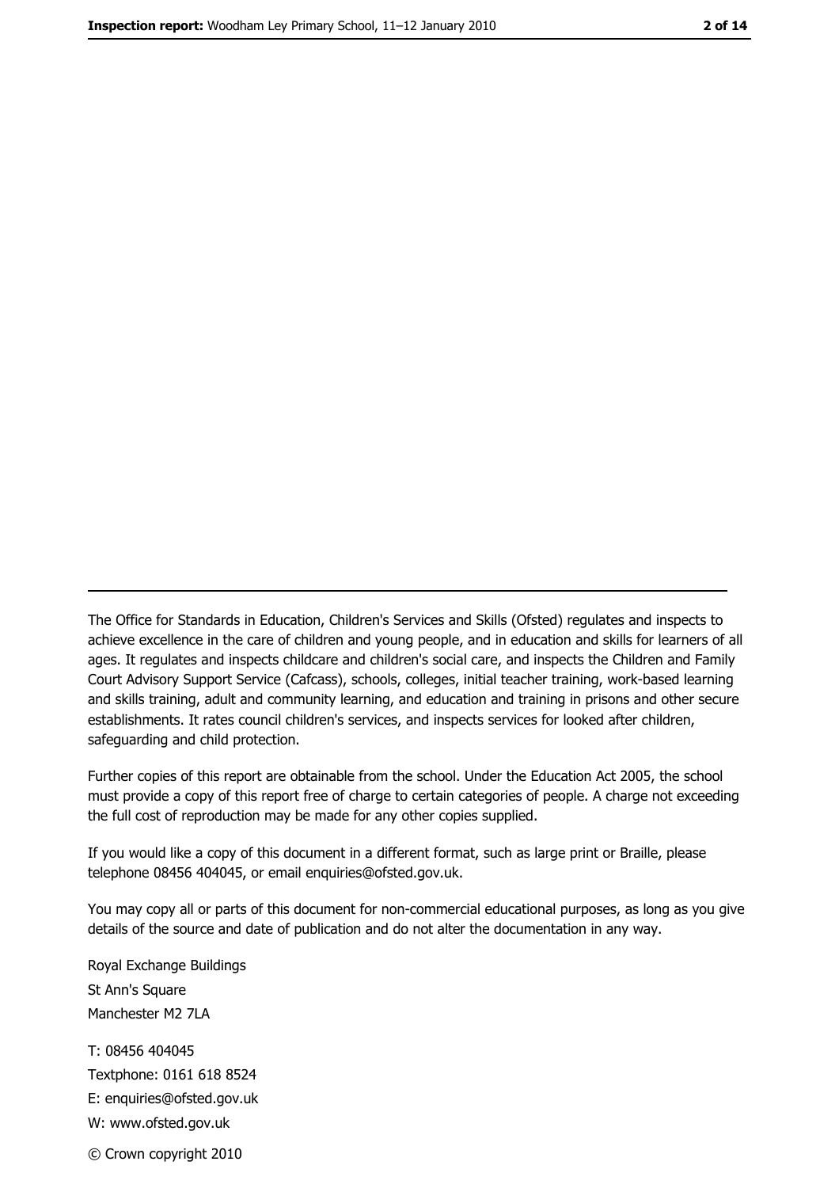The Office for Standards in Education, Children's Services and Skills (Ofsted) regulates and inspects to achieve excellence in the care of children and young people, and in education and skills for learners of all ages. It regulates and inspects childcare and children's social care, and inspects the Children and Family Court Advisory Support Service (Cafcass), schools, colleges, initial teacher training, work-based learning and skills training, adult and community learning, and education and training in prisons and other secure establishments. It rates council children's services, and inspects services for looked after children, safeguarding and child protection.

Further copies of this report are obtainable from the school. Under the Education Act 2005, the school must provide a copy of this report free of charge to certain categories of people. A charge not exceeding the full cost of reproduction may be made for any other copies supplied.

If you would like a copy of this document in a different format, such as large print or Braille, please telephone 08456 404045, or email enquiries@ofsted.gov.uk.

You may copy all or parts of this document for non-commercial educational purposes, as long as you give details of the source and date of publication and do not alter the documentation in any way.

Royal Exchange Buildings
St Ann's Square
Manchester M2 7LA

T: 08456 404045
Textphone: 0161 618 8524
E: enquiries@ofsted.gov.uk
W: www.ofsted.gov.uk

© Crown copyright 2010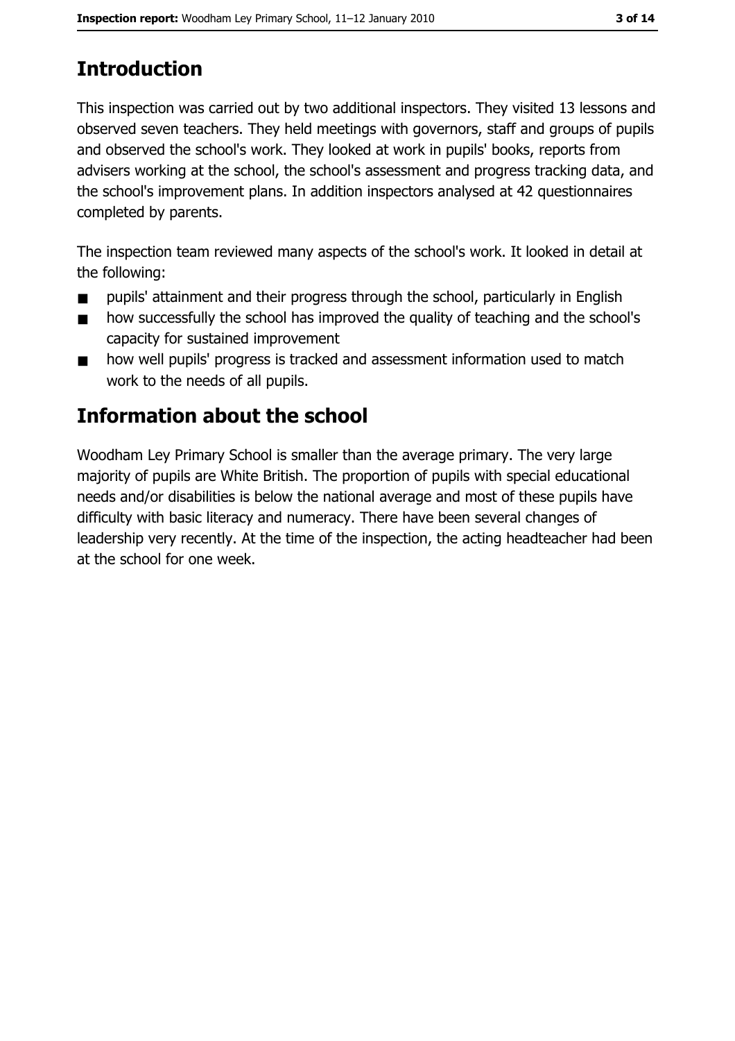# Introduction

This inspection was carried out by two additional inspectors. They visited 13 lessons and observed seven teachers. They held meetings with governors, staff and groups of pupils and observed the school's work. They looked at work in pupils' books, reports from advisers working at the school, the school's assessment and progress tracking data, and the school's improvement plans. In addition inspectors analysed at 42 questionnaires completed by parents.

The inspection team reviewed many aspects of the school's work. It looked in detail at the following:

- pupils' attainment and their progress through the school, particularly in English
- how successfully the school has improved the quality of teaching and the school's capacity for sustained improvement
- how well pupils' progress is tracked and assessment information used to match work to the needs of all pupils.

# Information about the school

Woodham Ley Primary School is smaller than the average primary. The very large majority of pupils are White British. The proportion of pupils with special educational needs and/or disabilities is below the national average and most of these pupils have difficulty with basic literacy and numeracy. There have been several changes of leadership very recently. At the time of the inspection, the acting headteacher had been at the school for one week.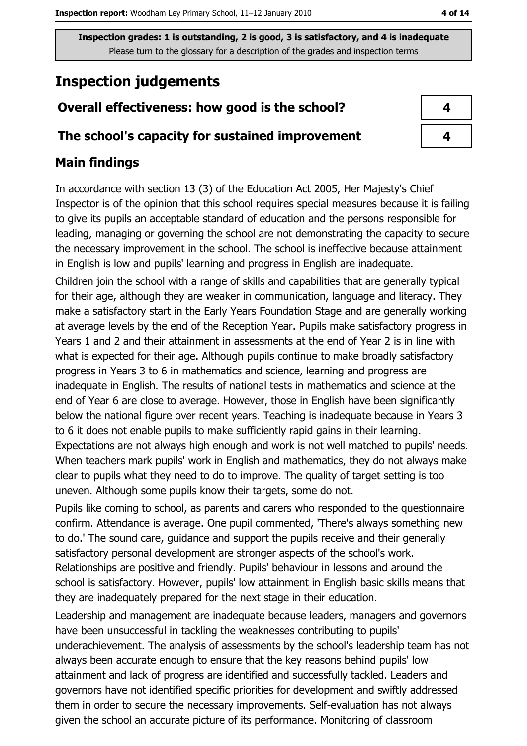**Inspection grades: 1 is outstanding, 2 is good, 3 is satisfactory, and 4 is inadequate**
Please turn to the glossary for a description of the grades and inspection terms

# Inspection judgements

| Overall effectiveness: how good is the school? | 4 |
|---|---|
| The school's capacity for sustained improvement | 4 |

## Main findings

In accordance with section 13 (3) of the Education Act 2005, Her Majesty's Chief Inspector is of the opinion that this school requires special measures because it is failing to give its pupils an acceptable standard of education and the persons responsible for leading, managing or governing the school are not demonstrating the capacity to secure the necessary improvement in the school. The school is ineffective because attainment in English is low and pupils' learning and progress in English are inadequate.

Children join the school with a range of skills and capabilities that are generally typical for their age, although they are weaker in communication, language and literacy. They make a satisfactory start in the Early Years Foundation Stage and are generally working at average levels by the end of the Reception Year. Pupils make satisfactory progress in Years 1 and 2 and their attainment in assessments at the end of Year 2 is in line with what is expected for their age. Although pupils continue to make broadly satisfactory progress in Years 3 to 6 in mathematics and science, learning and progress are inadequate in English. The results of national tests in mathematics and science at the end of Year 6 are close to average. However, those in English have been significantly below the national figure over recent years. Teaching is inadequate because in Years 3 to 6 it does not enable pupils to make sufficiently rapid gains in their learning. Expectations are not always high enough and work is not well matched to pupils' needs. When teachers mark pupils' work in English and mathematics, they do not always make clear to pupils what they need to do to improve. The quality of target setting is too uneven. Although some pupils know their targets, some do not.

Pupils like coming to school, as parents and carers who responded to the questionnaire confirm. Attendance is average. One pupil commented, 'There's always something new to do.' The sound care, guidance and support the pupils receive and their generally satisfactory personal development are stronger aspects of the school's work. Relationships are positive and friendly. Pupils' behaviour in lessons and around the school is satisfactory. However, pupils' low attainment in English basic skills means that they are inadequately prepared for the next stage in their education.

Leadership and management are inadequate because leaders, managers and governors have been unsuccessful in tackling the weaknesses contributing to pupils' underachievement. The analysis of assessments by the school's leadership team has not always been accurate enough to ensure that the key reasons behind pupils' low attainment and lack of progress are identified and successfully tackled. Leaders and governors have not identified specific priorities for development and swiftly addressed them in order to secure the necessary improvements. Self-evaluation has not always given the school an accurate picture of its performance. Monitoring of classroom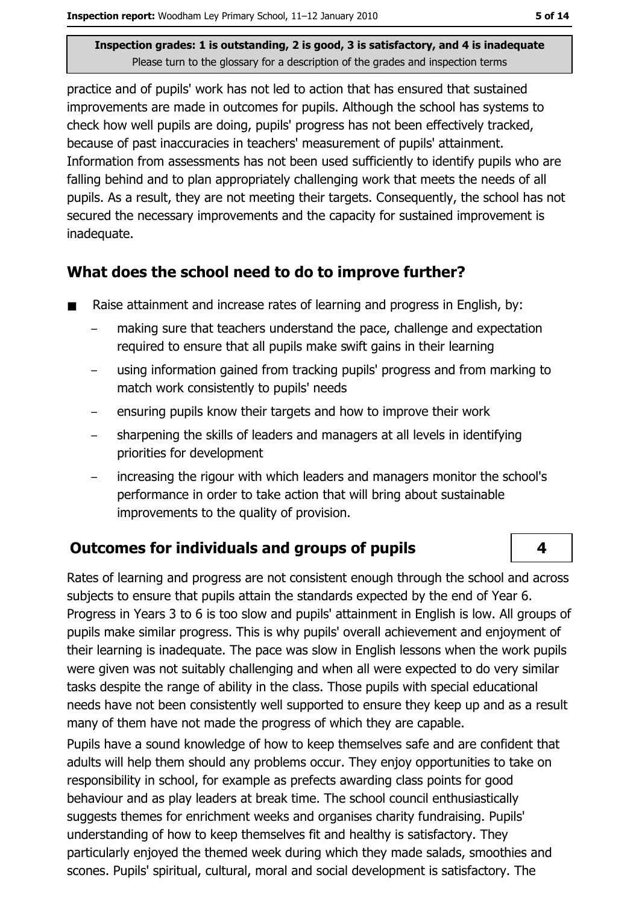practice and of pupils' work has not led to action that has ensured that sustained improvements are made in outcomes for pupils. Although the school has systems to check how well pupils are doing, pupils' progress has not been effectively tracked, because of past inaccuracies in teachers' measurement of pupils' attainment. Information from assessments has not been used sufficiently to identify pupils who are falling behind and to plan appropriately challenging work that meets the needs of all pupils. As a result, they are not meeting their targets. Consequently, the school has not secured the necessary improvements and the capacity for sustained improvement is inadequate.

## What does the school need to do to improve further?

- Raise attainment and increase rates of learning and progress in English, by:
  - making sure that teachers understand the pace, challenge and expectation required to ensure that all pupils make swift gains in their learning
  - using information gained from tracking pupils' progress and from marking to match work consistently to pupils' needs
  - ensuring pupils know their targets and how to improve their work
  - sharpening the skills of leaders and managers at all levels in identifying priorities for development
  - increasing the rigour with which leaders and managers monitor the school's performance in order to take action that will bring about sustainable improvements to the quality of provision.

## Outcomes for individuals and groups of pupils — 4

Rates of learning and progress are not consistent enough through the school and across subjects to ensure that pupils attain the standards expected by the end of Year 6. Progress in Years 3 to 6 is too slow and pupils' attainment in English is low. All groups of pupils make similar progress. This is why pupils' overall achievement and enjoyment of their learning is inadequate. The pace was slow in English lessons when the work pupils were given was not suitably challenging and when all were expected to do very similar tasks despite the range of ability in the class. Those pupils with special educational needs have not been consistently well supported to ensure they keep up and as a result many of them have not made the progress of which they are capable.

Pupils have a sound knowledge of how to keep themselves safe and are confident that adults will help them should any problems occur. They enjoy opportunities to take on responsibility in school, for example as prefects awarding class points for good behaviour and as play leaders at break time. The school council enthusiastically suggests themes for enrichment weeks and organises charity fundraising. Pupils' understanding of how to keep themselves fit and healthy is satisfactory. They particularly enjoyed the themed week during which they made salads, smoothies and scones. Pupils' spiritual, cultural, moral and social development is satisfactory. The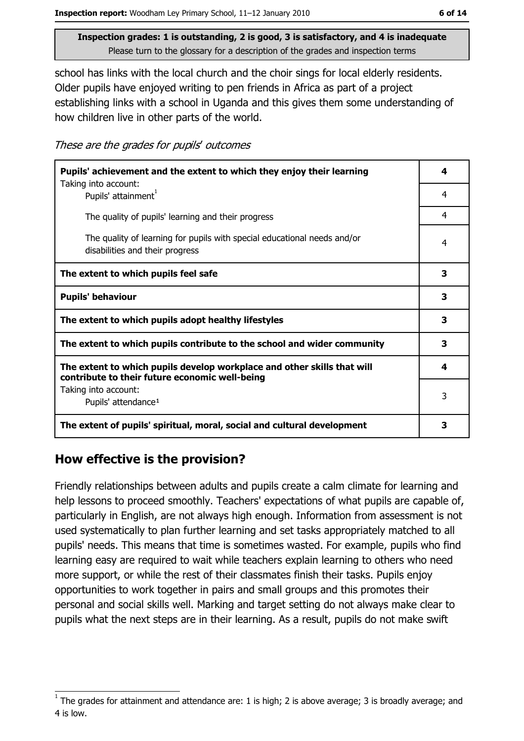Inspection grades: 1 is outstanding, 2 is good, 3 is satisfactory, and 4 is inadequate
Please turn to the glossary for a description of the grades and inspection terms

school has links with the local church and the choir sings for local elderly residents. Older pupils have enjoyed writing to pen friends in Africa as part of a project establishing links with a school in Uganda and this gives them some understanding of how children live in other parts of the world.

*These are the grades for pupils' outcomes*

| | |
|---|---|
| **Pupils' achievement and the extent to which they enjoy their learning** | **4** |
| Taking into account: Pupils' attainment[1] | 4 |
| The quality of pupils' learning and their progress | 4 |
| The quality of learning for pupils with special educational needs and/or disabilities and their progress | 4 |
| **The extent to which pupils feel safe** | **3** |
| **Pupils' behaviour** | **3** |
| **The extent to which pupils adopt healthy lifestyles** | **3** |
| **The extent to which pupils contribute to the school and wider community** | **3** |
| **The extent to which pupils develop workplace and other skills that will contribute to their future economic well-being** | **4** |
| Taking into account: Pupils' attendance[1] | 3 |
| **The extent of pupils' spiritual, moral, social and cultural development** | **3** |

## How effective is the provision?

Friendly relationships between adults and pupils create a calm climate for learning and help lessons to proceed smoothly. Teachers' expectations of what pupils are capable of, particularly in English, are not always high enough. Information from assessment is not used systematically to plan further learning and set tasks appropriately matched to all pupils' needs. This means that time is sometimes wasted. For example, pupils who find learning easy are required to wait while teachers explain learning to others who need more support, or while the rest of their classmates finish their tasks. Pupils enjoy opportunities to work together in pairs and small groups and this promotes their personal and social skills well. Marking and target setting do not always make clear to pupils what the next steps are in their learning. As a result, pupils do not make swift

[1] The grades for attainment and attendance are: 1 is high; 2 is above average; 3 is broadly average; and 4 is low.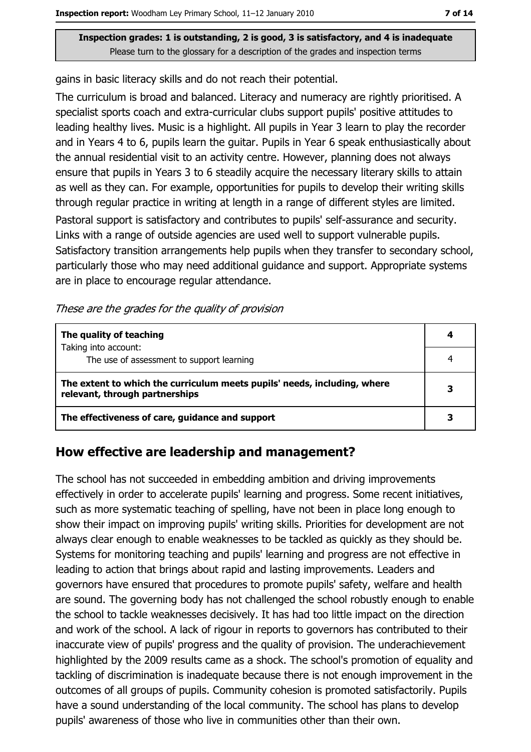**Inspection grades: 1 is outstanding, 2 is good, 3 is satisfactory, and 4 is inadequate**
Please turn to the glossary for a description of the grades and inspection terms

gains in basic literacy skills and do not reach their potential.

The curriculum is broad and balanced. Literacy and numeracy are rightly prioritised. A specialist sports coach and extra-curricular clubs support pupils' positive attitudes to leading healthy lives. Music is a highlight. All pupils in Year 3 learn to play the recorder and in Years 4 to 6, pupils learn the guitar. Pupils in Year 6 speak enthusiastically about the annual residential visit to an activity centre. However, planning does not always ensure that pupils in Years 3 to 6 steadily acquire the necessary literary skills to attain as well as they can. For example, opportunities for pupils to develop their writing skills through regular practice in writing at length in a range of different styles are limited.

Pastoral support is satisfactory and contributes to pupils' self-assurance and security. Links with a range of outside agencies are used well to support vulnerable pupils. Satisfactory transition arrangements help pupils when they transfer to secondary school, particularly those who may need additional guidance and support. Appropriate systems are in place to encourage regular attendance.

*These are the grades for the quality of provision*

| | |
|---|---|
| **The quality of teaching**<br>Taking into account: | **4** |
| The use of assessment to support learning | 4 |
| **The extent to which the curriculum meets pupils' needs, including, where relevant, through partnerships** | **3** |
| **The effectiveness of care, guidance and support** | **3** |

## How effective are leadership and management?

The school has not succeeded in embedding ambition and driving improvements effectively in order to accelerate pupils' learning and progress. Some recent initiatives, such as more systematic teaching of spelling, have not been in place long enough to show their impact on improving pupils' writing skills. Priorities for development are not always clear enough to enable weaknesses to be tackled as quickly as they should be. Systems for monitoring teaching and pupils' learning and progress are not effective in leading to action that brings about rapid and lasting improvements. Leaders and governors have ensured that procedures to promote pupils' safety, welfare and health are sound. The governing body has not challenged the school robustly enough to enable the school to tackle weaknesses decisively. It has had too little impact on the direction and work of the school. A lack of rigour in reports to governors has contributed to their inaccurate view of pupils' progress and the quality of provision. The underachievement highlighted by the 2009 results came as a shock. The school's promotion of equality and tackling of discrimination is inadequate because there is not enough improvement in the outcomes of all groups of pupils. Community cohesion is promoted satisfactorily. Pupils have a sound understanding of the local community. The school has plans to develop pupils' awareness of those who live in communities other than their own.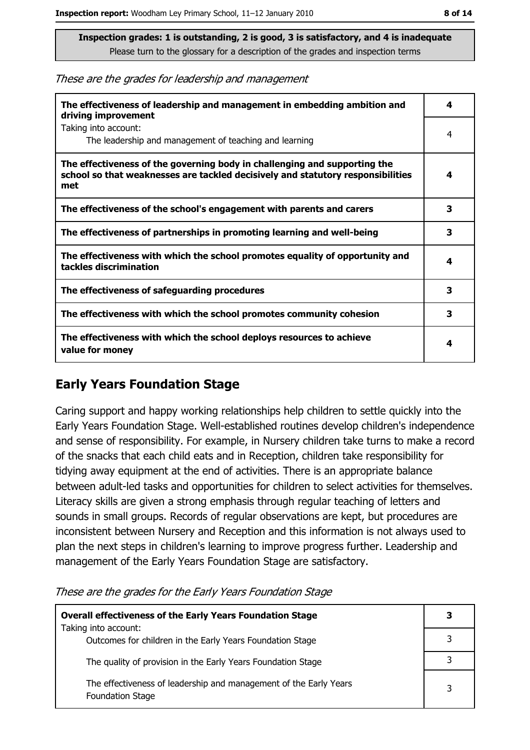**Inspection grades: 1 is outstanding, 2 is good, 3 is satisfactory, and 4 is inadequate**
Please turn to the glossary for a description of the grades and inspection terms

*These are the grades for leadership and management*

| | |
|---|---|
| **The effectiveness of leadership and management in embedding ambition and driving improvement** | **4** |
| Taking into account: The leadership and management of teaching and learning | 4 |
| **The effectiveness of the governing body in challenging and supporting the school so that weaknesses are tackled decisively and statutory responsibilities met** | **4** |
| **The effectiveness of the school's engagement with parents and carers** | **3** |
| **The effectiveness of partnerships in promoting learning and well-being** | **3** |
| **The effectiveness with which the school promotes equality of opportunity and tackles discrimination** | **4** |
| **The effectiveness of safeguarding procedures** | **3** |
| **The effectiveness with which the school promotes community cohesion** | **3** |
| **The effectiveness with which the school deploys resources to achieve value for money** | **4** |

## Early Years Foundation Stage

Caring support and happy working relationships help children to settle quickly into the Early Years Foundation Stage. Well-established routines develop children's independence and sense of responsibility. For example, in Nursery children take turns to make a record of the snacks that each child eats and in Reception, children take responsibility for tidying away equipment at the end of activities. There is an appropriate balance between adult-led tasks and opportunities for children to select activities for themselves. Literacy skills are given a strong emphasis through regular teaching of letters and sounds in small groups. Records of regular observations are kept, but procedures are inconsistent between Nursery and Reception and this information is not always used to plan the next steps in children's learning to improve progress further. Leadership and management of the Early Years Foundation Stage are satisfactory.

*These are the grades for the Early Years Foundation Stage*

| | |
|---|---|
| **Overall effectiveness of the Early Years Foundation Stage** | **3** |
| Taking into account: Outcomes for children in the Early Years Foundation Stage | 3 |
| The quality of provision in the Early Years Foundation Stage | 3 |
| The effectiveness of leadership and management of the Early Years Foundation Stage | 3 |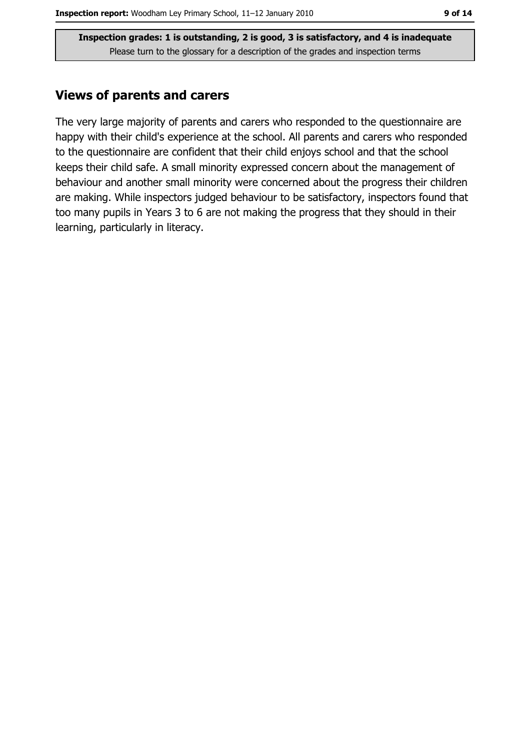**Inspection grades: 1 is outstanding, 2 is good, 3 is satisfactory, and 4 is inadequate**
Please turn to the glossary for a description of the grades and inspection terms

## Views of parents and carers

The very large majority of parents and carers who responded to the questionnaire are happy with their child's experience at the school. All parents and carers who responded to the questionnaire are confident that their child enjoys school and that the school keeps their child safe. A small minority expressed concern about the management of behaviour and another small minority were concerned about the progress their children are making. While inspectors judged behaviour to be satisfactory, inspectors found that too many pupils in Years 3 to 6 are not making the progress that they should in their learning, particularly in literacy.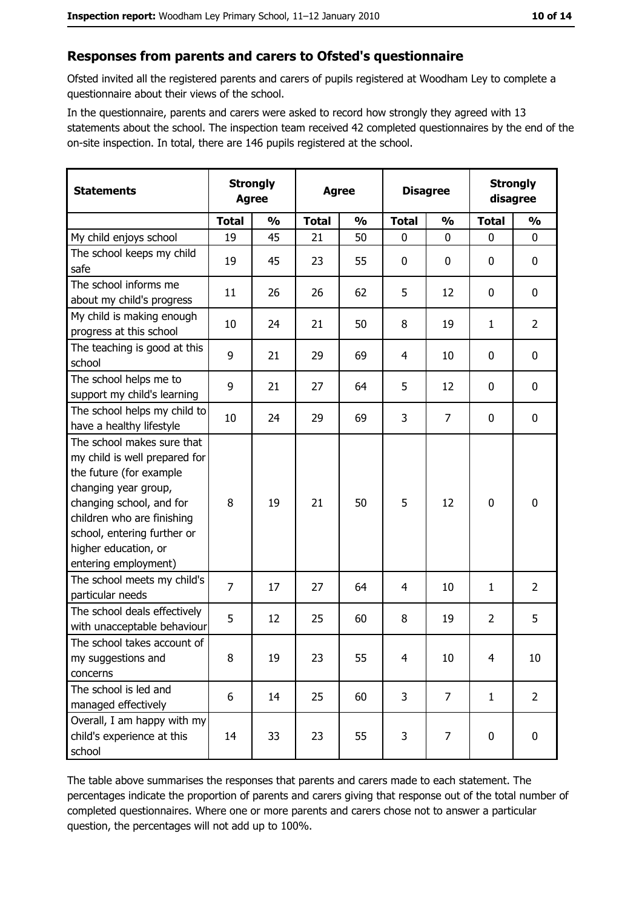## Responses from parents and carers to Ofsted's questionnaire

Ofsted invited all the registered parents and carers of pupils registered at Woodham Ley to complete a questionnaire about their views of the school.

In the questionnaire, parents and carers were asked to record how strongly they agreed with 13 statements about the school. The inspection team received 42 completed questionnaires by the end of the on-site inspection. In total, there are 146 pupils registered at the school.

| Statements | Strongly Agree | | Agree | | Disagree | | Strongly disagree | |
|---|---|---|---|---|---|---|---|---|
| | Total | % | Total | % | Total | % | Total | % |
| My child enjoys school | 19 | 45 | 21 | 50 | 0 | 0 | 0 | 0 |
| The school keeps my child safe | 19 | 45 | 23 | 55 | 0 | 0 | 0 | 0 |
| The school informs me about my child's progress | 11 | 26 | 26 | 62 | 5 | 12 | 0 | 0 |
| My child is making enough progress at this school | 10 | 24 | 21 | 50 | 8 | 19 | 1 | 2 |
| The teaching is good at this school | 9 | 21 | 29 | 69 | 4 | 10 | 0 | 0 |
| The school helps me to support my child's learning | 9 | 21 | 27 | 64 | 5 | 12 | 0 | 0 |
| The school helps my child to have a healthy lifestyle | 10 | 24 | 29 | 69 | 3 | 7 | 0 | 0 |
| The school makes sure that my child is well prepared for the future (for example changing year group, changing school, and for children who are finishing school, entering further or higher education, or entering employment) | 8 | 19 | 21 | 50 | 5 | 12 | 0 | 0 |
| The school meets my child's particular needs | 7 | 17 | 27 | 64 | 4 | 10 | 1 | 2 |
| The school deals effectively with unacceptable behaviour | 5 | 12 | 25 | 60 | 8 | 19 | 2 | 5 |
| The school takes account of my suggestions and concerns | 8 | 19 | 23 | 55 | 4 | 10 | 4 | 10 |
| The school is led and managed effectively | 6 | 14 | 25 | 60 | 3 | 7 | 1 | 2 |
| Overall, I am happy with my child's experience at this school | 14 | 33 | 23 | 55 | 3 | 7 | 0 | 0 |

The table above summarises the responses that parents and carers made to each statement. The percentages indicate the proportion of parents and carers giving that response out of the total number of completed questionnaires. Where one or more parents and carers chose not to answer a particular question, the percentages will not add up to 100%.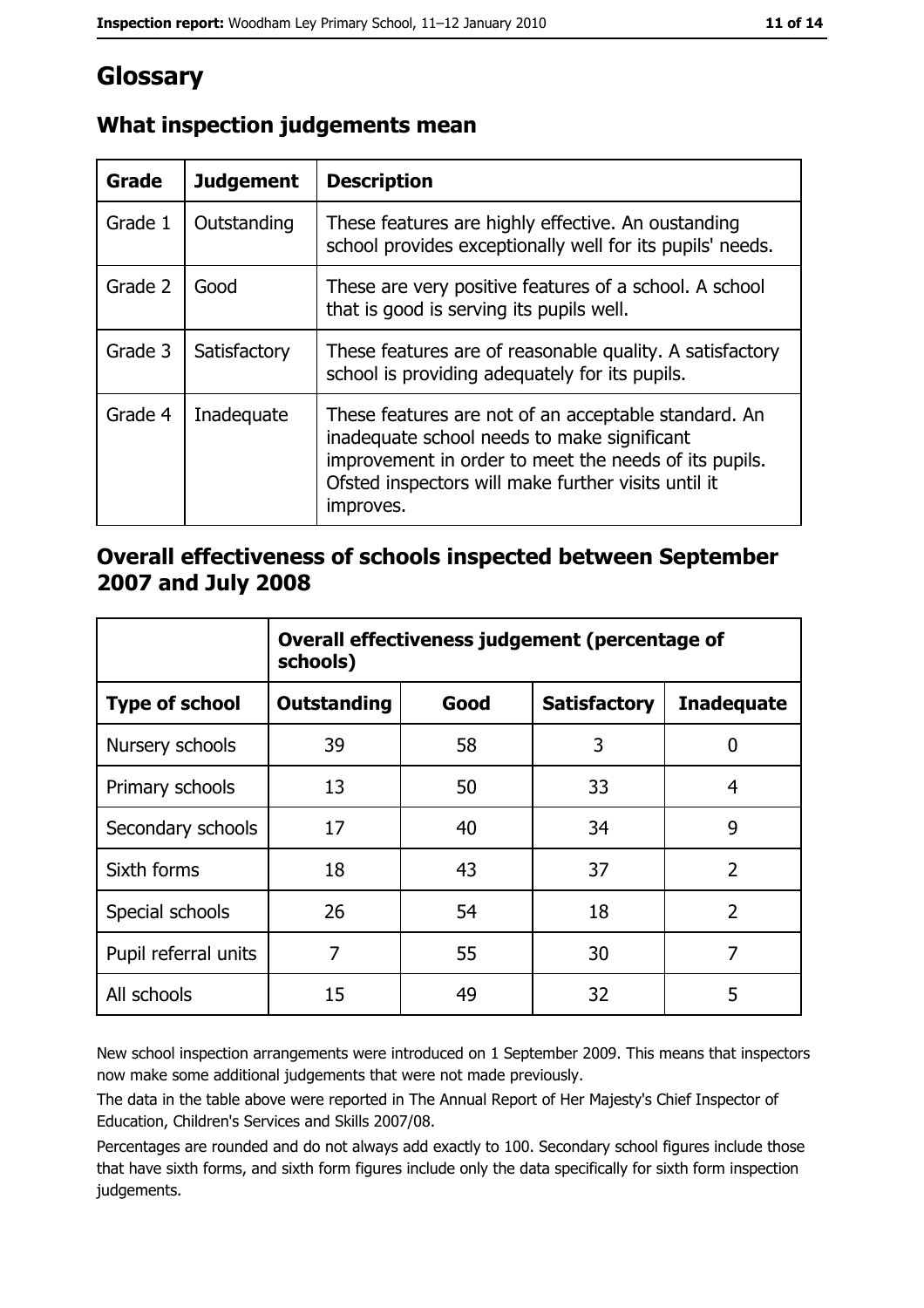# Glossary

## What inspection judgements mean

| Grade | Judgement | Description |
|---|---|---|
| Grade 1 | Outstanding | These features are highly effective. An oustanding school provides exceptionally well for its pupils' needs. |
| Grade 2 | Good | These are very positive features of a school. A school that is good is serving its pupils well. |
| Grade 3 | Satisfactory | These features are of reasonable quality. A satisfactory school is providing adequately for its pupils. |
| Grade 4 | Inadequate | These features are not of an acceptable standard. An inadequate school needs to make significant improvement in order to meet the needs of its pupils. Ofsted inspectors will make further visits until it improves. |

## Overall effectiveness of schools inspected between September 2007 and July 2008

| | Overall effectiveness judgement (percentage of schools) | | | |
|---|---|---|---|---|
| **Type of school** | **Outstanding** | **Good** | **Satisfactory** | **Inadequate** |
| Nursery schools | 39 | 58 | 3 | 0 |
| Primary schools | 13 | 50 | 33 | 4 |
| Secondary schools | 17 | 40 | 34 | 9 |
| Sixth forms | 18 | 43 | 37 | 2 |
| Special schools | 26 | 54 | 18 | 2 |
| Pupil referral units | 7 | 55 | 30 | 7 |
| All schools | 15 | 49 | 32 | 5 |

New school inspection arrangements were introduced on 1 September 2009. This means that inspectors now make some additional judgements that were not made previously.

The data in the table above were reported in The Annual Report of Her Majesty's Chief Inspector of Education, Children's Services and Skills 2007/08.

Percentages are rounded and do not always add exactly to 100. Secondary school figures include those that have sixth forms, and sixth form figures include only the data specifically for sixth form inspection judgements.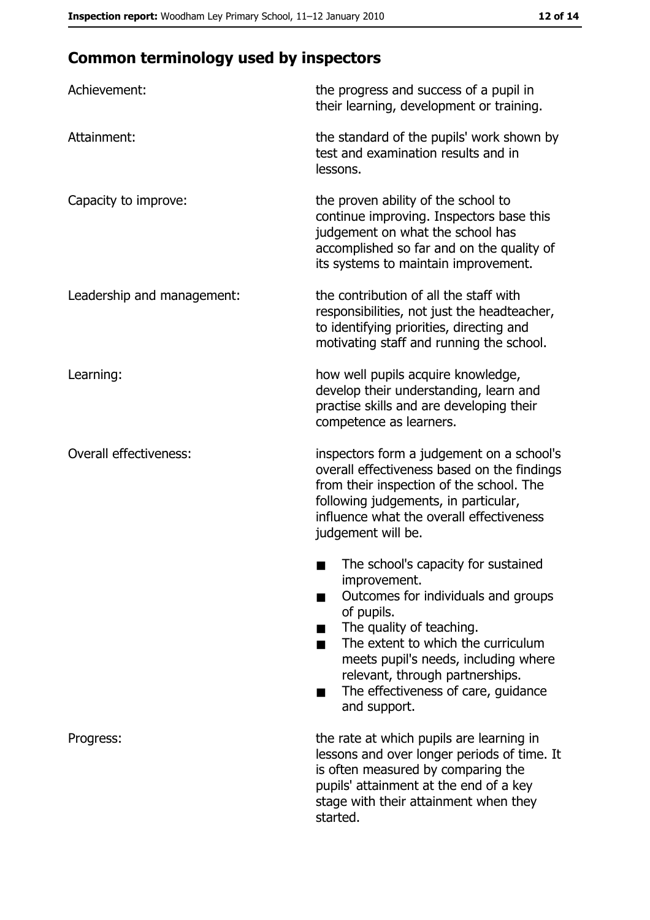## Common terminology used by inspectors

| | |
|---|---|
| Achievement: | the progress and success of a pupil in their learning, development or training. |
| Attainment: | the standard of the pupils' work shown by test and examination results and in lessons. |
| Capacity to improve: | the proven ability of the school to continue improving. Inspectors base this judgement on what the school has accomplished so far and on the quality of its systems to maintain improvement. |
| Leadership and management: | the contribution of all the staff with responsibilities, not just the headteacher, to identifying priorities, directing and motivating staff and running the school. |
| Learning: | how well pupils acquire knowledge, develop their understanding, learn and practise skills and are developing their competence as learners. |
| Overall effectiveness: | inspectors form a judgement on a school's overall effectiveness based on the findings from their inspection of the school. The following judgements, in particular, influence what the overall effectiveness judgement will be.<br>■ The school's capacity for sustained improvement.<br>■ Outcomes for individuals and groups of pupils.<br>■ The quality of teaching.<br>■ The extent to which the curriculum meets pupil's needs, including where relevant, through partnerships.<br>■ The effectiveness of care, guidance and support. |
| Progress: | the rate at which pupils are learning in lessons and over longer periods of time. It is often measured by comparing the pupils' attainment at the end of a key stage with their attainment when they started. |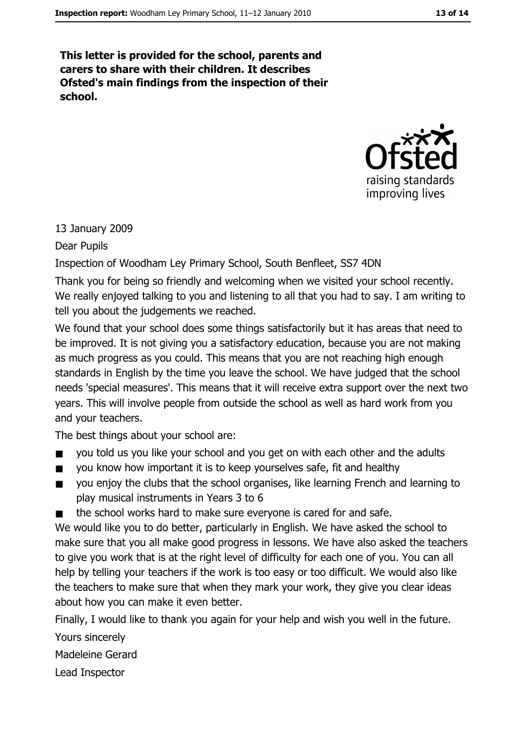**This letter is provided for the school, parents and carers to share with their children. It describes Ofsted's main findings from the inspection of their school.**

13 January 2009

Dear Pupils

Inspection of Woodham Ley Primary School, South Benfleet, SS7 4DN

Thank you for being so friendly and welcoming when we visited your school recently. We really enjoyed talking to you and listening to all that you had to say. I am writing to tell you about the judgements we reached.

We found that your school does some things satisfactorily but it has areas that need to be improved. It is not giving you a satisfactory education, because you are not making as much progress as you could. This means that you are not reaching high enough standards in English by the time you leave the school. We have judged that the school needs 'special measures'. This means that it will receive extra support over the next two years. This will involve people from outside the school as well as hard work from you and your teachers.

The best things about your school are:

- you told us you like your school and you get on with each other and the adults
- you know how important it is to keep yourselves safe, fit and healthy
- you enjoy the clubs that the school organises, like learning French and learning to play musical instruments in Years 3 to 6
- the school works hard to make sure everyone is cared for and safe.

We would like you to do better, particularly in English. We have asked the school to make sure that you all make good progress in lessons. We have also asked the teachers to give you work that is at the right level of difficulty for each one of you. You can all help by telling your teachers if the work is too easy or too difficult. We would also like the teachers to make sure that when they mark your work, they give you clear ideas about how you can make it even better.

Finally, I would like to thank you again for your help and wish you well in the future.

Yours sincerely

Madeleine Gerard

Lead Inspector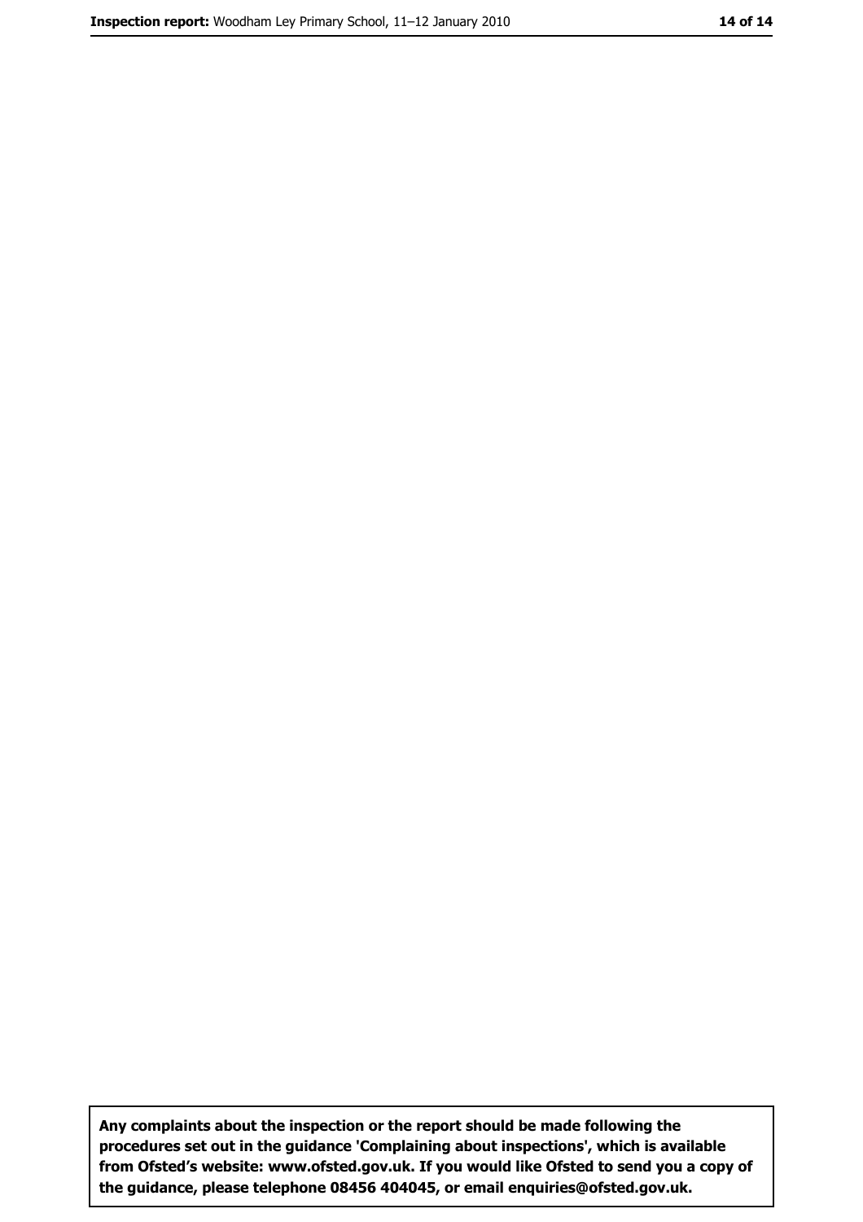**Any complaints about the inspection or the report should be made following the procedures set out in the guidance 'Complaining about inspections', which is available from Ofsted's website: www.ofsted.gov.uk. If you would like Ofsted to send you a copy of the guidance, please telephone 08456 404045, or email enquiries@ofsted.gov.uk.**